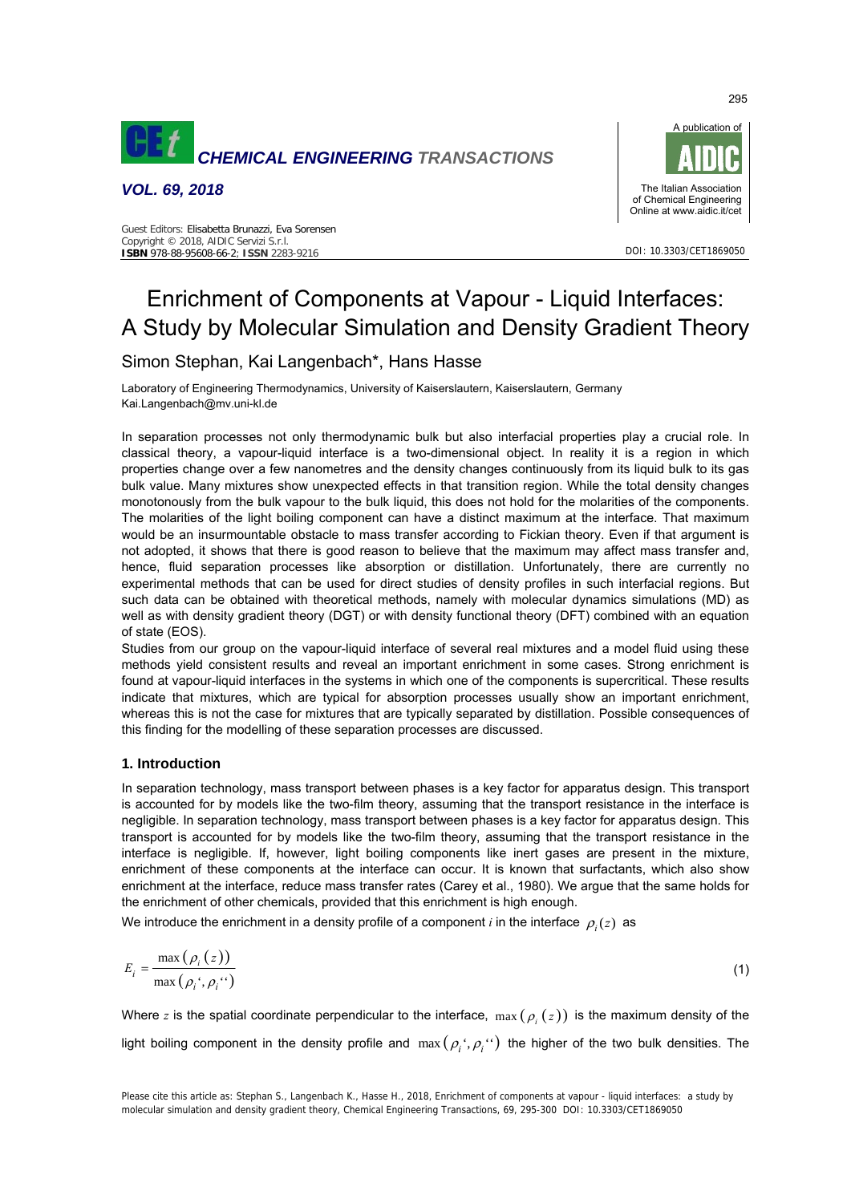# Enrichment of Components at Vapour - Liquid Interfaces: A Study by Molecular Simulation and Density Gradient Theory

Simon Stephan, Kai Langenbach*, Hans Hasse

Laboratory of Engineering Thermodynamics, University of Kaiserslautern, Kaiserslautern, Germany
Kai.Langenbach@mv.uni-kl.de

In separation processes not only thermodynamic bulk but also interfacial properties play a crucial role. In classical theory, a vapour-liquid interface is a two-dimensional object. In reality it is a region in which properties change over a few nanometres and the density changes continuously from its liquid bulk to its gas bulk value. Many mixtures show unexpected effects in that transition region. While the total density changes monotonously from the bulk vapour to the bulk liquid, this does not hold for the molarities of the components. The molarities of the light boiling component can have a distinct maximum at the interface. That maximum would be an insurmountable obstacle to mass transfer according to Fickian theory. Even if that argument is not adopted, it shows that there is good reason to believe that the maximum may affect mass transfer and, hence, fluid separation processes like absorption or distillation. Unfortunately, there are currently no experimental methods that can be used for direct studies of density profiles in such interfacial regions. But such data can be obtained with theoretical methods, namely with molecular dynamics simulations (MD) as well as with density gradient theory (DGT) or with density functional theory (DFT) combined with an equation of state (EOS).

Studies from our group on the vapour-liquid interface of several real mixtures and a model fluid using these methods yield consistent results and reveal an important enrichment in some cases. Strong enrichment is found at vapour-liquid interfaces in the systems in which one of the components is supercritical. These results indicate that mixtures, which are typical for absorption processes usually show an important enrichment, whereas this is not the case for mixtures that are typically separated by distillation. Possible consequences of this finding for the modelling of these separation processes are discussed.

## 1. Introduction

In separation technology, mass transport between phases is a key factor for apparatus design. This transport is accounted for by models like the two-film theory, assuming that the transport resistance in the interface is negligible. In separation technology, mass transport between phases is a key factor for apparatus design. This transport is accounted for by models like the two-film theory, assuming that the transport resistance in the interface is negligible. If, however, light boiling components like inert gases are present in the mixture, enrichment of these components at the interface can occur. It is known that surfactants, which also show enrichment at the interface, reduce mass transfer rates (Carey et al., 1980). We argue that the same holds for the enrichment of other chemicals, provided that this enrichment is high enough.

We introduce the enrichment in a density profile of a component $i$ in the interface $\rho_i(z)$ as

$$E_i = \frac{\max\left(\rho_i\left(z\right)\right)}{\max\left(\rho_i{'}, \rho_i{''}\right)} \tag{1}$$

Where $z$ is the spatial coordinate perpendicular to the interface, $\max\left(\rho_i\left(z\right)\right)$ is the maximum density of the light boiling component in the density profile and $\max\left(\rho_i{'}, \rho_i{''}\right)$ the higher of the two bulk densities. The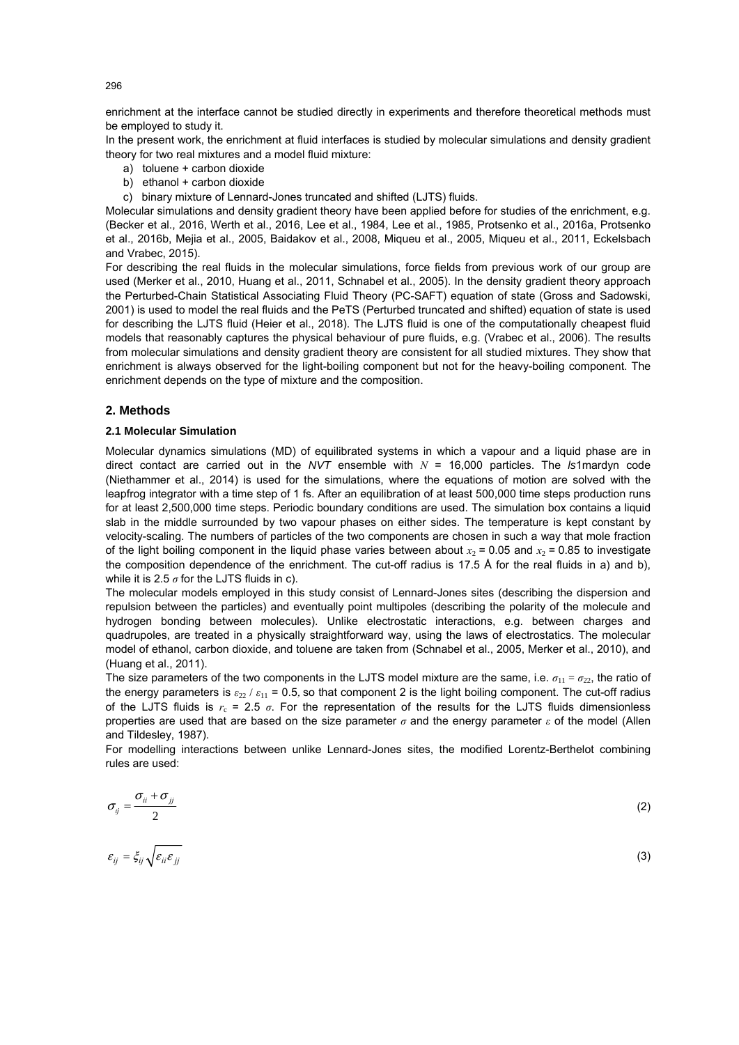enrichment at the interface cannot be studied directly in experiments and therefore theoretical methods must be employed to study it.

In the present work, the enrichment at fluid interfaces is studied by molecular simulations and density gradient theory for two real mixtures and a model fluid mixture:

a) toluene + carbon dioxide
b) ethanol + carbon dioxide
c) binary mixture of Lennard-Jones truncated and shifted (LJTS) fluids.

Molecular simulations and density gradient theory have been applied before for studies of the enrichment, e.g. (Becker et al., 2016, Werth et al., 2016, Lee et al., 1984, Lee et al., 1985, Protsenko et al., 2016a, Protsenko et al., 2016b, Mejia et al., 2005, Baidakov et al., 2008, Miqueu et al., 2005, Miqueu et al., 2011, Eckelsbach and Vrabec, 2015).

For describing the real fluids in the molecular simulations, force fields from previous work of our group are used (Merker et al., 2010, Huang et al., 2011, Schnabel et al., 2005). In the density gradient theory approach the Perturbed-Chain Statistical Associating Fluid Theory (PC-SAFT) equation of state (Gross and Sadowski, 2001) is used to model the real fluids and the PeTS (Perturbed truncated and shifted) equation of state is used for describing the LJTS fluid (Heier et al., 2018). The LJTS fluid is one of the computationally cheapest fluid models that reasonably captures the physical behaviour of pure fluids, e.g. (Vrabec et al., 2006). The results from molecular simulations and density gradient theory are consistent for all studied mixtures. They show that enrichment is always observed for the light-boiling component but not for the heavy-boiling component. The enrichment depends on the type of mixture and the composition.

## 2. Methods

### 2.1 Molecular Simulation

Molecular dynamics simulations (MD) of equilibrated systems in which a vapour and a liquid phase are in direct contact are carried out in the *NVT* ensemble with $N$ = 16,000 particles. The *ls*1mardyn code (Niethammer et al., 2014) is used for the simulations, where the equations of motion are solved with the leapfrog integrator with a time step of 1 fs. After an equilibration of at least 500,000 time steps production runs for at least 2,500,000 time steps. Periodic boundary conditions are used. The simulation box contains a liquid slab in the middle surrounded by two vapour phases on either sides. The temperature is kept constant by velocity-scaling. The numbers of particles of the two components are chosen in such a way that mole fraction of the light boiling component in the liquid phase varies between about $x_2$ = 0.05 and $x_2$ = 0.85 to investigate the composition dependence of the enrichment. The cut-off radius is 17.5 Å for the real fluids in a) and b), while it is 2.5 $\sigma$ for the LJTS fluids in c).

The molecular models employed in this study consist of Lennard-Jones sites (describing the dispersion and repulsion between the particles) and eventually point multipoles (describing the polarity of the molecule and hydrogen bonding between molecules). Unlike electrostatic interactions, e.g. between charges and quadrupoles, are treated in a physically straightforward way, using the laws of electrostatics. The molecular model of ethanol, carbon dioxide, and toluene are taken from (Schnabel et al., 2005, Merker et al., 2010), and (Huang et al., 2011).

The size parameters of the two components in the LJTS model mixture are the same, i.e. $\sigma_{11} = \sigma_{22}$, the ratio of the energy parameters is $\varepsilon_{22} / \varepsilon_{11}$ = 0.5, so that component 2 is the light boiling component. The cut-off radius of the LJTS fluids is $r_c$ = 2.5 $\sigma$. For the representation of the results for the LJTS fluids dimensionless properties are used that are based on the size parameter $\sigma$ and the energy parameter $\varepsilon$ of the model (Allen and Tildesley, 1987).

For modelling interactions between unlike Lennard-Jones sites, the modified Lorentz-Berthelot combining rules are used:

$$\sigma_{ij} = \frac{\sigma_{ii} + \sigma_{jj}}{2} \tag{2}$$

$$\varepsilon_{ij} = \xi_{ij} \sqrt{\varepsilon_{ii} \varepsilon_{jj}} \tag{3}$$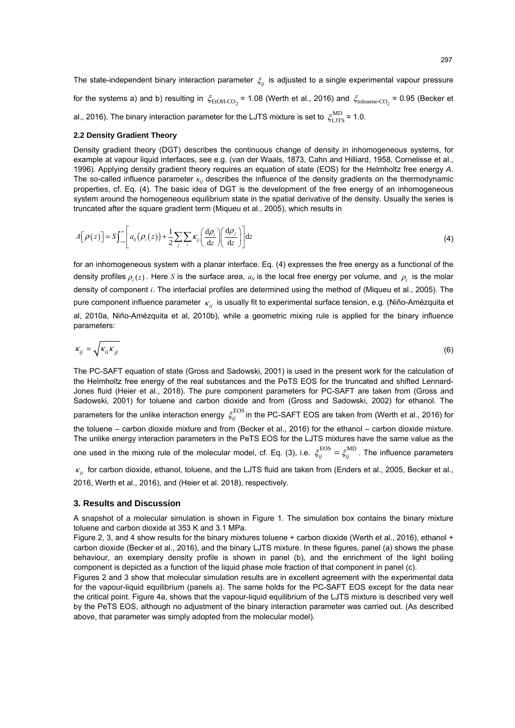The state-independent binary interaction parameter $\xi_{ij}$ is adjusted to a single experimental vapour pressure for the systems a) and b) resulting in $\xi_{\mathrm{EtOH\text{-}CO_2}}$ = 1.08 (Werth et al., 2016) and $\xi_{\mathrm{tolouene\text{-}CO_2}}$ = 0.95 (Becker et al., 2016). The binary interaction parameter for the LJTS mixture is set to $\xi_{\mathrm{LJTS}}^{\mathrm{MD}}$ = 1.0.

### 2.2 Density Gradient Theory

Density gradient theory (DGT) describes the continuous change of density in inhomogeneous systems, for example at vapour liquid interfaces, see e.g. (van der Waals, 1873, Cahn and Hilliard, 1958, Cornelisse et al., 1996). Applying density gradient theory requires an equation of state (EOS) for the Helmholtz free energy *A*. The so-called influence parameter $\kappa_{ij}$ describes the influence of the density gradients on the thermodynamic properties, cf. Eq. (4). The basic idea of DGT is the development of the free energy of an inhomogeneous system around the homogeneous equilibrium state in the spatial derivative of the density. Usually the series is truncated after the square gradient term (Miqueu et al., 2005), which results in

$$A\left[\rho(z)\right] = S\int_{-\infty}^{\infty}\left[a_0\left(\rho_i(z)\right) + \frac{1}{2}\sum_j\sum_i \kappa_{ij}\left(\frac{\mathrm{d}\rho_i}{\mathrm{d}z}\right)\left(\frac{\mathrm{d}\rho_j}{\mathrm{d}z}\right)\right]\mathrm{d}z \tag{4}$$

for an inhomogeneous system with a planar interface. Eq. (4) expresses the free energy as a functional of the density profiles $\rho_i(z)$. Here $S$ is the surface area, $a_0$ is the local free energy per volume, and $\rho_i$ is the molar density of component $i$. The interfacial profiles are determined using the method of (Miqueu et al., 2005). The pure component influence parameter $\kappa_{ii}$ is usually fit to experimental surface tension, e.g. (Niño-Amézquita et al, 2010a, Niño-Amézquita et al, 2010b), while a geometric mixing rule is applied for the binary influence parameters:

$$\kappa_{ij} = \sqrt{\kappa_{ii}\kappa_{jj}} \tag{6}$$

The PC-SAFT equation of state (Gross and Sadowski, 2001) is used in the present work for the calculation of the Helmholtz free energy of the real substances and the PeTS EOS for the truncated and shifted Lennard-Jones fluid (Heier et al., 2018). The pure component parameters for PC-SAFT are taken from (Gross and Sadowski, 2001) for toluene and carbon dioxide and from (Gross and Sadowski, 2002) for ethanol. The parameters for the unlike interaction energy $\xi_{ij}^{\mathrm{EOS}}$ in the PC-SAFT EOS are taken from (Werth et al., 2016) for the toluene – carbon dioxide mixture and from (Becker et al., 2016) for the ethanol – carbon dioxide mixture. The unlike energy interaction parameters in the PeTS EOS for the LJTS mixtures have the same value as the one used in the mixing rule of the molecular model, cf. Eq. (3), i.e. $\xi_{ij}^{\mathrm{EOS}} = \xi_{ij}^{\mathrm{MD}}$. The influence parameters $\kappa_{ii}$ for carbon dioxide, ethanol, toluene, and the LJTS fluid are taken from (Enders et al., 2005, Becker et al., 2016, Werth et al., 2016), and (Heier et al. 2018), respectively.

## 3. Results and Discussion

A snapshot of a molecular simulation is shown in Figure 1. The simulation box contains the binary mixture toluene and carbon dioxide at 353 K and 3.1 MPa.

Figure 2, 3, and 4 show results for the binary mixtures toluene + carbon dioxide (Werth et al., 2016), ethanol + carbon dioxide (Becker et al., 2016), and the binary LJTS mixture. In these figures, panel (a) shows the phase behaviour, an exemplary density profile is shown in panel (b), and the enrichment of the light boiling component is depicted as a function of the liquid phase mole fraction of that component in panel (c).

Figures 2 and 3 show that molecular simulation results are in excellent agreement with the experimental data for the vapour-liquid equilibrium (panels a). The same holds for the PC-SAFT EOS except for the data near the critical point. Figure 4a, shows that the vapour-liquid equilibrium of the LJTS mixture is described very well by the PeTS EOS, although no adjustment of the binary interaction parameter was carried out. (As described above, that parameter was simply adopted from the molecular model).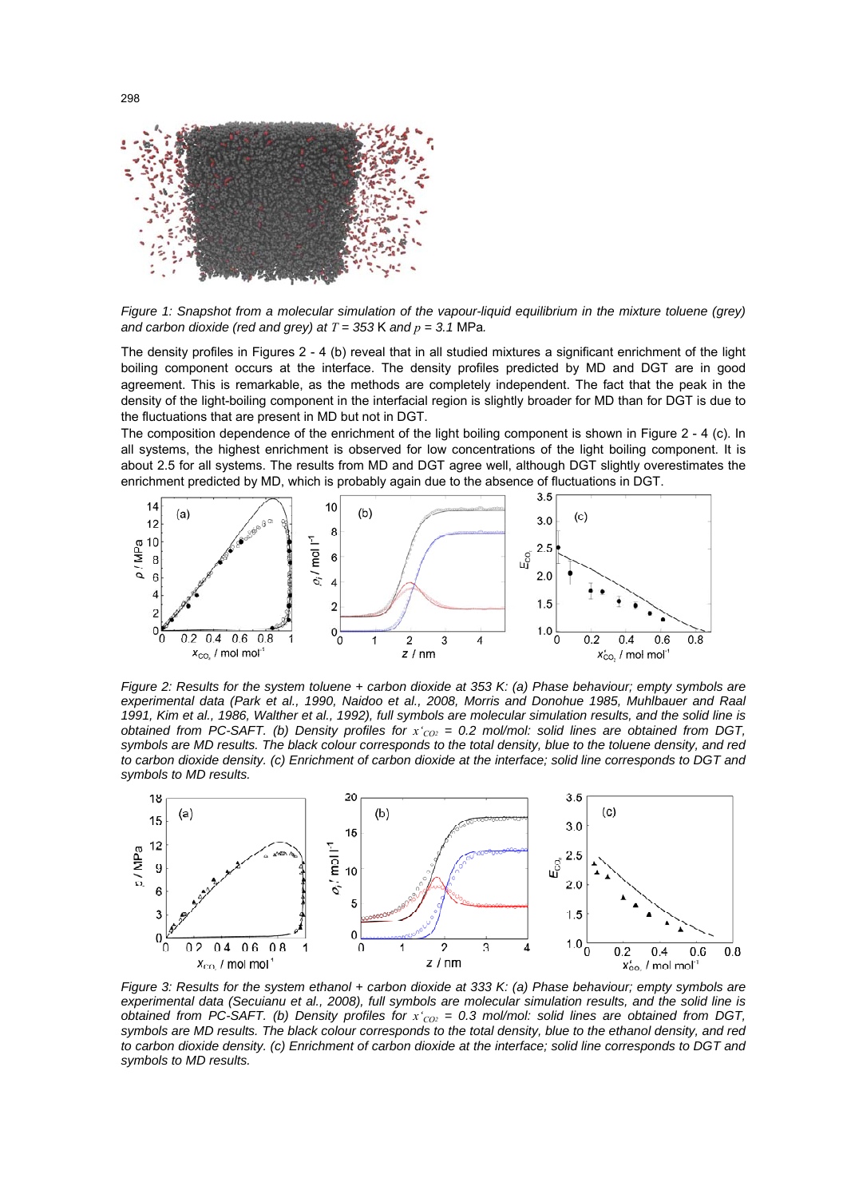*Figure 1: Snapshot from a molecular simulation of the vapour-liquid equilibrium in the mixture toluene (grey) and carbon dioxide (red and grey) at $T$ = 353 K and $p$ = 3.1 MPa.*

The density profiles in Figures 2 - 4 (b) reveal that in all studied mixtures a significant enrichment of the light boiling component occurs at the interface. The density profiles predicted by MD and DGT are in good agreement. This is remarkable, as the methods are completely independent. The fact that the peak in the density of the light-boiling component in the interfacial region is slightly broader for MD than for DGT is due to the fluctuations that are present in MD but not in DGT.

The composition dependence of the enrichment of the light boiling component is shown in Figure 2 - 4 (c). In all systems, the highest enrichment is observed for low concentrations of the light boiling component. It is about 2.5 for all systems. The results from MD and DGT agree well, although DGT slightly overestimates the enrichment predicted by MD, which is probably again due to the absence of fluctuations in DGT.

*Figure 2: Results for the system toluene + carbon dioxide at 353 K: (a) Phase behaviour; empty symbols are experimental data (Park et al., 1990, Naidoo et al., 2008, Morris and Donohue 1985, Muhlbauer and Raal 1991, Kim et al., 1986, Walther et al., 1992), full symbols are molecular simulation results, and the solid line is obtained from PC-SAFT. (b) Density profiles for $x'_{CO_2}$ = 0.2 mol/mol: solid lines are obtained from DGT, symbols are MD results. The black colour corresponds to the total density, blue to the toluene density, and red to carbon dioxide density. (c) Enrichment of carbon dioxide at the interface; solid line corresponds to DGT and symbols to MD results.*

*Figure 3: Results for the system ethanol + carbon dioxide at 333 K: (a) Phase behaviour; empty symbols are experimental data (Secuianu et al., 2008), full symbols are molecular simulation results, and the solid line is obtained from PC-SAFT. (b) Density profiles for $x'_{CO_2}$ = 0.3 mol/mol: solid lines are obtained from DGT, symbols are MD results. The black colour corresponds to the total density, blue to the ethanol density, and red to carbon dioxide density. (c) Enrichment of carbon dioxide at the interface; solid line corresponds to DGT and symbols to MD results.*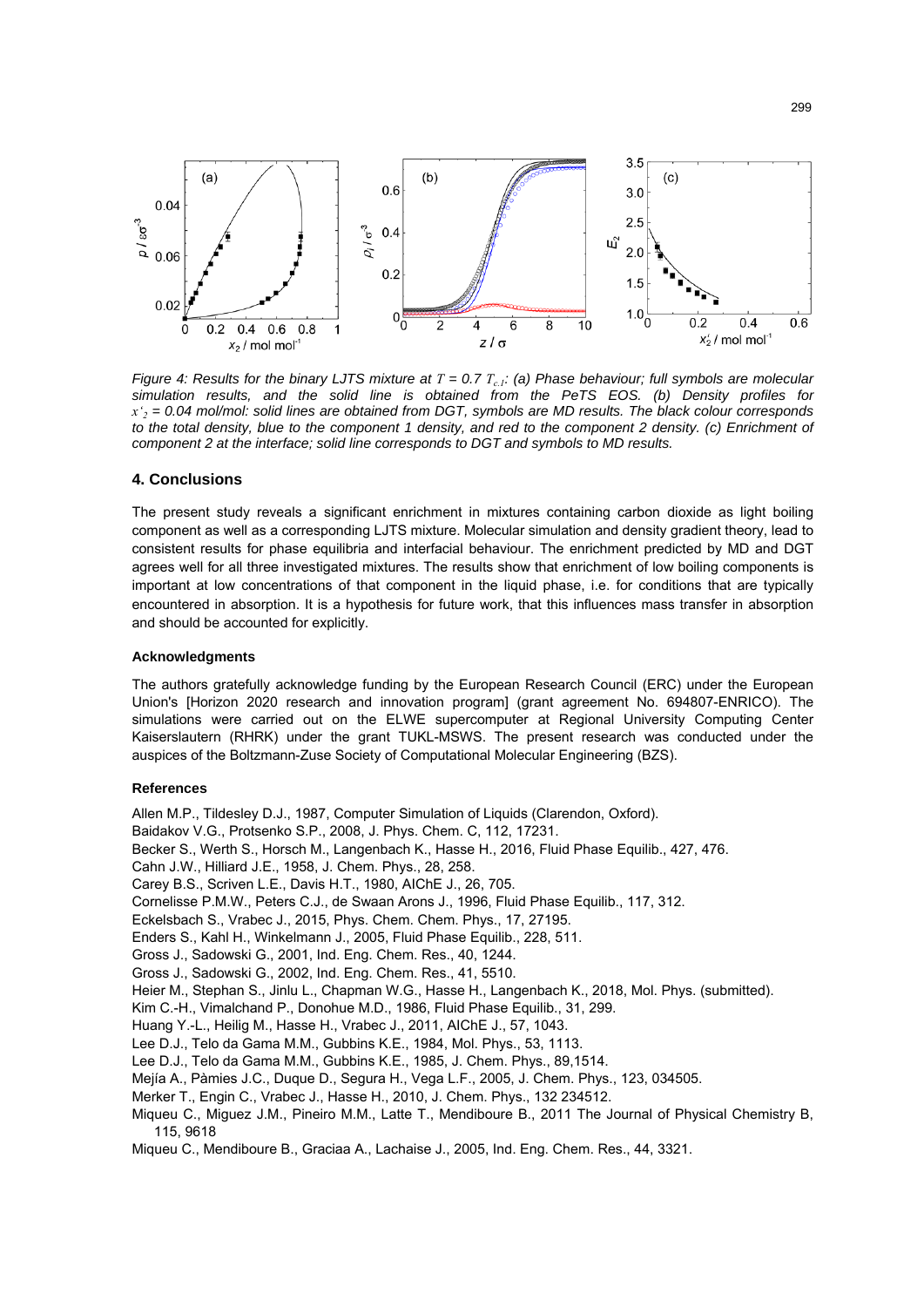*Figure 4: Results for the binary LJTS mixture at $T = 0.7\ T_{c,1}$: (a) Phase behaviour; full symbols are molecular simulation results, and the solid line is obtained from the PeTS EOS. (b) Density profiles for $x'_2 = 0.04$ mol/mol: solid lines are obtained from DGT, symbols are MD results. The black colour corresponds to the total density, blue to the component 1 density, and red to the component 2 density. (c) Enrichment of component 2 at the interface; solid line corresponds to DGT and symbols to MD results.*

## 4. Conclusions

The present study reveals a significant enrichment in mixtures containing carbon dioxide as light boiling component as well as a corresponding LJTS mixture. Molecular simulation and density gradient theory, lead to consistent results for phase equilibria and interfacial behaviour. The enrichment predicted by MD and DGT agrees well for all three investigated mixtures. The results show that enrichment of low boiling components is important at low concentrations of that component in the liquid phase, i.e. for conditions that are typically encountered in absorption. It is a hypothesis for future work, that this influences mass transfer in absorption and should be accounted for explicitly.

### Acknowledgments

The authors gratefully acknowledge funding by the European Research Council (ERC) under the European Union's [Horizon 2020 research and innovation program] (grant agreement No. 694807-ENRICO). The simulations were carried out on the ELWE supercomputer at Regional University Computing Center Kaiserslautern (RHRK) under the grant TUKL-MSWS. The present research was conducted under the auspices of the Boltzmann-Zuse Society of Computational Molecular Engineering (BZS).

### References

Allen M.P., Tildesley D.J., 1987, Computer Simulation of Liquids (Clarendon, Oxford).

Baidakov V.G., Protsenko S.P., 2008, J. Phys. Chem. C, 112, 17231.

Becker S., Werth S., Horsch M., Langenbach K., Hasse H., 2016, Fluid Phase Equilib., 427, 476.

Cahn J.W., Hilliard J.E., 1958, J. Chem. Phys., 28, 258.

Carey B.S., Scriven L.E., Davis H.T., 1980, AIChE J., 26, 705.

Cornelisse P.M.W., Peters C.J., de Swaan Arons J., 1996, Fluid Phase Equilib., 117, 312.

Eckelsbach S., Vrabec J., 2015, Phys. Chem. Chem. Phys., 17, 27195.

Enders S., Kahl H., Winkelmann J., 2005, Fluid Phase Equilib., 228, 511.

Gross J., Sadowski G., 2001, Ind. Eng. Chem. Res., 40, 1244.

Gross J., Sadowski G., 2002, Ind. Eng. Chem. Res., 41, 5510.

Heier M., Stephan S., Jinlu L., Chapman W.G., Hasse H., Langenbach K., 2018, Mol. Phys. (submitted).

Kim C.-H., Vimalchand P., Donohue M.D., 1986, Fluid Phase Equilib., 31, 299.

Huang Y.-L., Heilig M., Hasse H., Vrabec J., 2011, AIChE J., 57, 1043.

Lee D.J., Telo da Gama M.M., Gubbins K.E., 1984, Mol. Phys., 53, 1113.

Lee D.J., Telo da Gama M.M., Gubbins K.E., 1985, J. Chem. Phys., 89,1514.

Mejía A., Pàmies J.C., Duque D., Segura H., Vega L.F., 2005, J. Chem. Phys., 123, 034505.

Merker T., Engin C., Vrabec J., Hasse H., 2010, J. Chem. Phys., 132 234512.

Miqueu C., Miguez J.M., Pineiro M.M., Latte T., Mendiboure B., 2011 The Journal of Physical Chemistry B, 115, 9618

Miqueu C., Mendiboure B., Graciaa A., Lachaise J., 2005, Ind. Eng. Chem. Res., 44, 3321.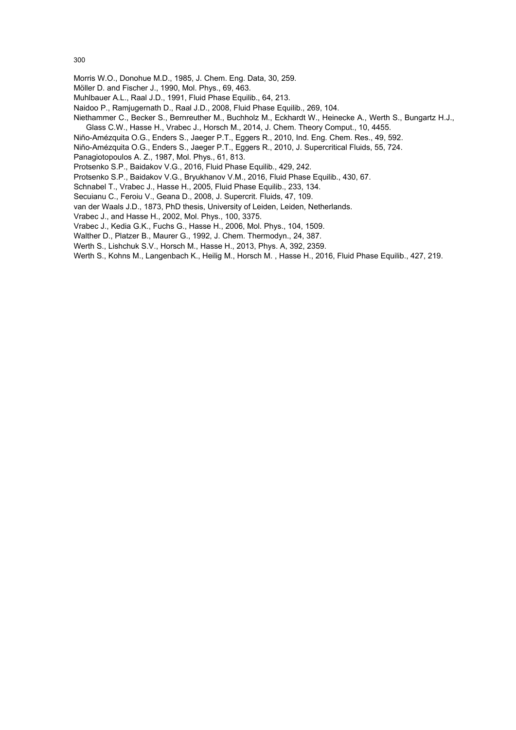Morris W.O., Donohue M.D., 1985, J. Chem. Eng. Data, 30, 259.

Möller D. and Fischer J., 1990, Mol. Phys., 69, 463.

Muhlbauer A.L., Raal J.D., 1991, Fluid Phase Equilib., 64, 213.

Naidoo P., Ramjugernath D., Raal J.D., 2008, Fluid Phase Equilib., 269, 104.

Niethammer C., Becker S., Bernreuther M., Buchholz M., Eckhardt W., Heinecke A., Werth S., Bungartz H.J., Glass C.W., Hasse H., Vrabec J., Horsch M., 2014, J. Chem. Theory Comput., 10, 4455.

Niño-Amézquita O.G., Enders S., Jaeger P.T., Eggers R., 2010, Ind. Eng. Chem. Res., 49, 592.

Niño-Amézquita O.G., Enders S., Jaeger P.T., Eggers R., 2010, J. Supercritical Fluids, 55, 724.

Panagiotopoulos A. Z., 1987, Mol. Phys., 61, 813.

Protsenko S.P., Baidakov V.G., 2016, Fluid Phase Equilib., 429, 242.

Protsenko S.P., Baidakov V.G., Bryukhanov V.M., 2016, Fluid Phase Equilib., 430, 67.

Schnabel T., Vrabec J., Hasse H., 2005, Fluid Phase Equilib., 233, 134.

Secuianu C., Feroiu V., Geana D., 2008, J. Supercrit. Fluids, 47, 109.

van der Waals J.D., 1873, PhD thesis, University of Leiden, Leiden, Netherlands.

Vrabec J., and Hasse H., 2002, Mol. Phys., 100, 3375.

Vrabec J., Kedia G.K., Fuchs G., Hasse H., 2006, Mol. Phys., 104, 1509.

Walther D., Platzer B., Maurer G., 1992, J. Chem. Thermodyn., 24, 387.

Werth S., Lishchuk S.V., Horsch M., Hasse H., 2013, Phys. A, 392, 2359.

Werth S., Kohns M., Langenbach K., Heilig M., Horsch M. , Hasse H., 2016, Fluid Phase Equilib., 427, 219.